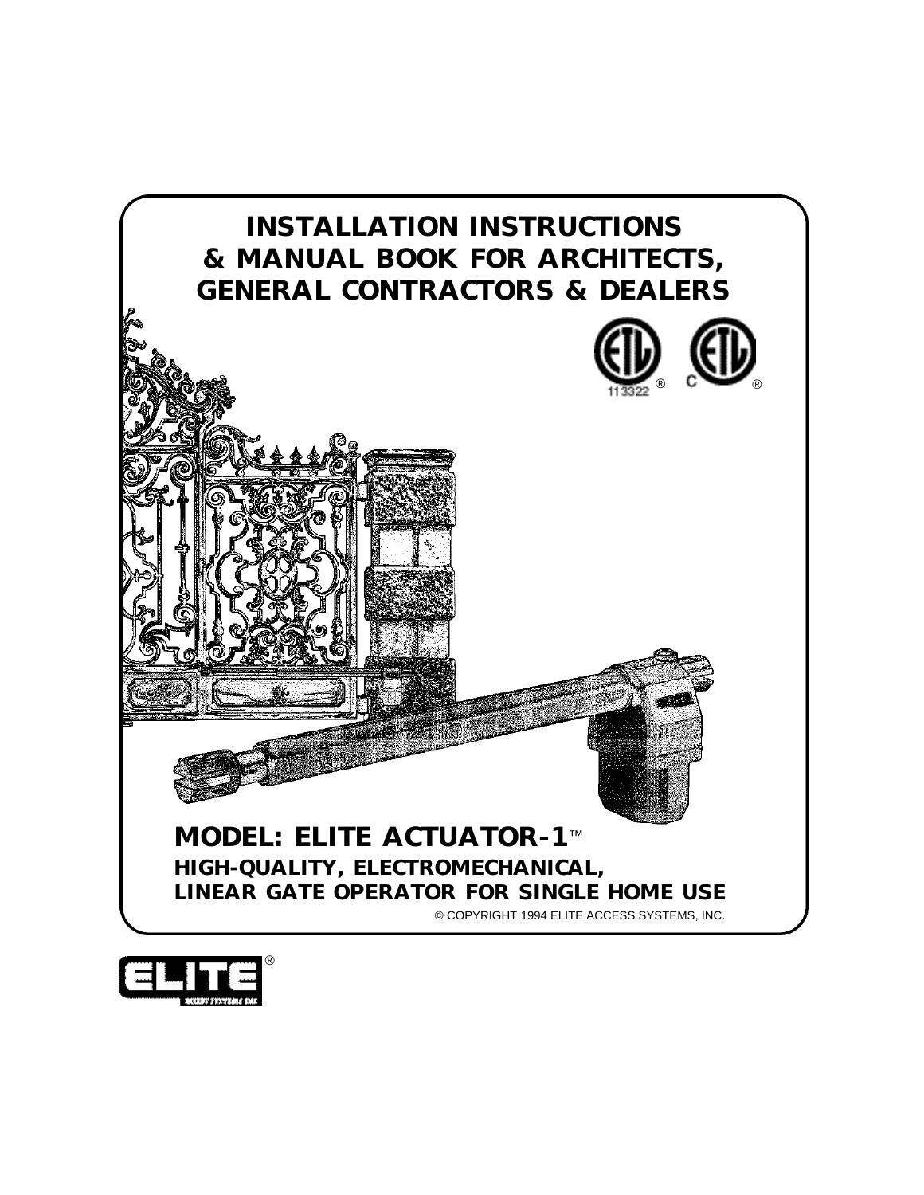# INSTALLATION INSTRUCTIONS & MANUAL BOOK FOR ARCHITECTS, GENERAL CONTRACTORS & DEALERS

113322 ® C ®

## MODEL: ELITE ACTUATOR-1™

**HIGH-QUALITY, ELECTROMECHANICAL, LINEAR GATE OPERATOR FOR SINGLE HOME USE**

© COPYRIGHT 1994 ELITE ACCESS SYSTEMS, INC.

ELITE® ACCESS SYSTEMS INC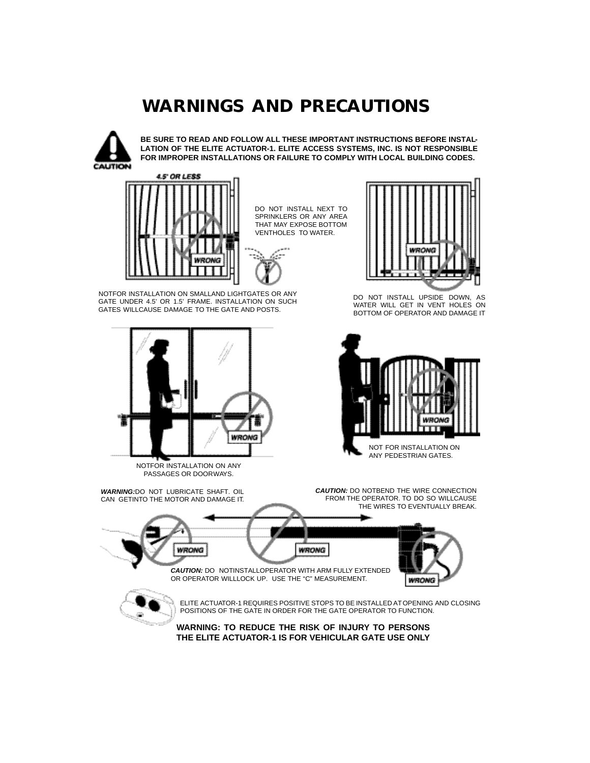# WARNINGS AND PRECAUTIONS

**BE SURE TO READ AND FOLLOW ALL THESE IMPORTANT INSTRUCTIONS BEFORE INSTALLATION OF THE ELITE ACTUATOR-1. ELITE ACCESS SYSTEMS, INC. IS NOT RESPONSIBLE FOR IMPROPER INSTALLATIONS OR FAILURE TO COMPLY WITH LOCAL BUILDING CODES.**

4.5' OR LESS

WRONG

DO NOT INSTALL NEXT TO SPRINKLERS OR ANY AREA THAT MAY EXPOSE BOTTOM VENTHOLES TO WATER.

NOTFOR INSTALLATION ON SMALLAND LIGHTGATES OR ANY GATE UNDER 4.5' OR 1.5' FRAME. INSTALLATION ON SUCH GATES WILLCAUSE DAMAGE TO THE GATE AND POSTS.

WRONG

DO NOT INSTALL UPSIDE DOWN, AS WATER WILL GET IN VENT HOLES ON BOTTOM OF OPERATOR AND DAMAGE IT

WRONG

NOTFOR INSTALLATION ON ANY PASSAGES OR DOORWAYS.

WRONG

NOT FOR INSTALLATION ON ANY PEDESTRIAN GATES.

***WARNING:*** DO NOT LUBRICATE SHAFT. OIL CAN GETINTO THE MOTOR AND DAMAGE IT.

***CAUTION:*** DO NOTBEND THE WIRE CONNECTION FROM THE OPERATOR. TO DO SO WILLCAUSE THE WIRES TO EVENTUALLY BREAK.

WRONG WRONG WRONG

***CAUTION:*** DO NOTINSTALLOPERATOR WITH ARM FULLY EXTENDED OR OPERATOR WILLLOCK UP. USE THE "C" MEASUREMENT.

ELITE ACTUATOR-1 REQUIRES POSITIVE STOPS TO BE INSTALLED AT OPENING AND CLOSING POSITIONS OF THE GATE IN ORDER FOR THE GATE OPERATOR TO FUNCTION.

**WARNING: TO REDUCE THE RISK OF INJURY TO PERSONS THE ELITE ACTUATOR-1 IS FOR VEHICULAR GATE USE ONLY**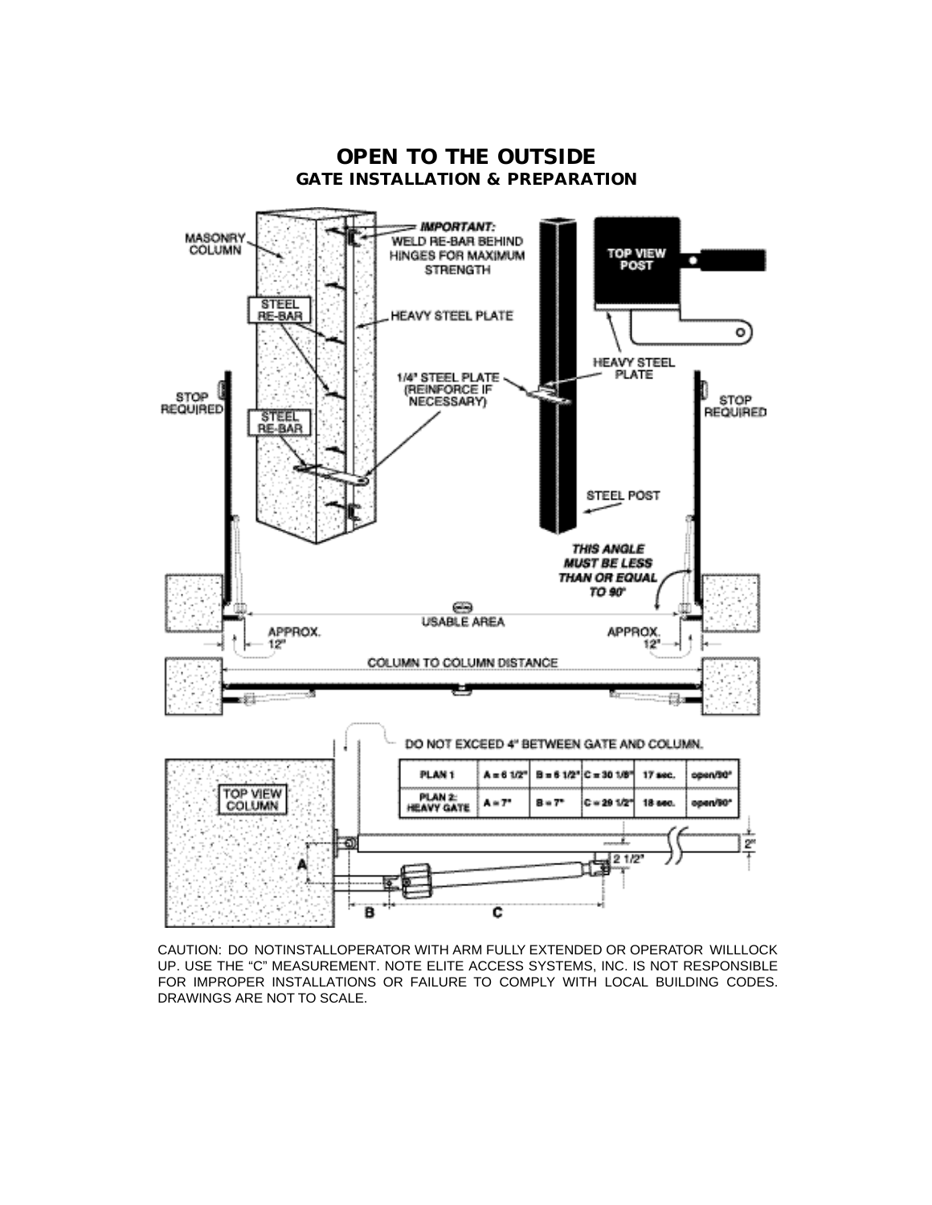# OPEN TO THE OUTSIDE

## GATE INSTALLATION & PREPARATION

MASONRY COLUMN

**IMPORTANT:** WELD RE-BAR BEHIND HINGES FOR MAXIMUM STRENGTH

STEEL RE-BAR

HEAVY STEEL PLATE

1/4" STEEL PLATE (REINFORCE IF NECESSARY)

TOP VIEW POST

HEAVY STEEL PLATE

STEEL POST

STOP REQUIRED

STOP REQUIRED

*THIS ANGLE MUST BE LESS THAN OR EQUAL TO 90°*

USABLE AREA

APPROX. 12"

APPROX. 12"

COLUMN TO COLUMN DISTANCE

DO NOT EXCEED 4" BETWEEN GATE AND COLUMN.

| PLAN 1 | A = 6 1/2" | B = 6 1/2" | C = 30 1/8" | 17 sec. | open/90° |
|---|---|---|---|---|---|
| PLAN 2: HEAVY GATE | A = 7" | B = 7" | C = 29 1/2" | 18 sec. | open/90° |

TOP VIEW COLUMN

A

B

C

2 1/2"

2"

CAUTION: DO NOT INSTALL OPERATOR WITH ARM FULLY EXTENDED OR OPERATOR WILL LOCK UP. USE THE "C" MEASUREMENT. NOTE ELITE ACCESS SYSTEMS, INC. IS NOT RESPONSIBLE FOR IMPROPER INSTALLATIONS OR FAILURE TO COMPLY WITH LOCAL BUILDING CODES. DRAWINGS ARE NOT TO SCALE.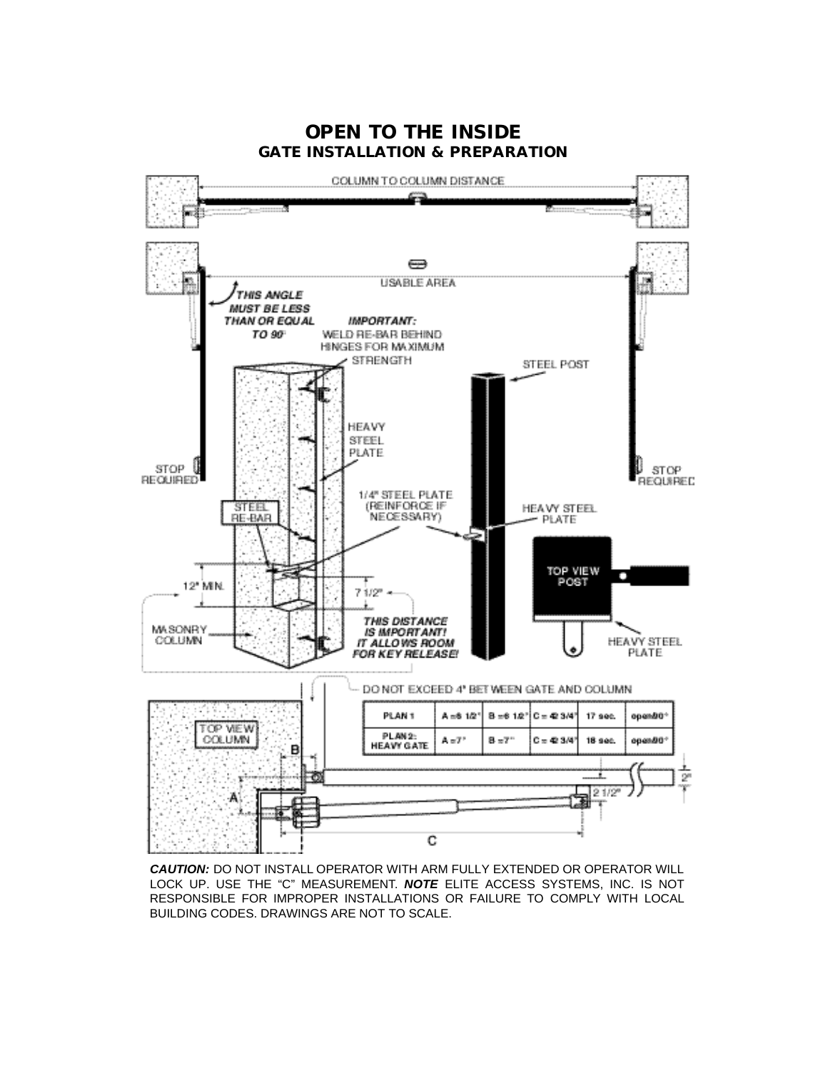# OPEN TO THE INSIDE

## GATE INSTALLATION & PREPARATION

COLUMN TO COLUMN DISTANCE

USABLE AREA

***THIS ANGLE MUST BE LESS THAN OR EQUAL TO 90°***

***IMPORTANT:*** WELD RE-BAR BEHIND HINGES FOR MAXIMUM STRENGTH

STEEL POST

HEAVY STEEL PLATE

STOP REQUIRED

STOP REQUIRED

1/4" STEEL PLATE (REINFORCE IF NECESSARY)

STEEL RE-BAR

HEAVY STEEL PLATE

TOP VIEW POST

12" MIN.

7 1/2"

MASONRY COLUMN

***THIS DISTANCE IS IMPORTANT! IT ALLOWS ROOM FOR KEY RELEASE!***

HEAVY STEEL PLATE

DO NOT EXCEED 4" BETWEEN GATE AND COLUMN

| PLAN 1 | A = 6 1/2" | B = 6 1/2" | C = 42 3/4" | 17 sec. | open 90° |
|---|---|---|---|---|---|
| PLAN 2: HEAVY GATE | A = 7" | B = 7" | C = 42 3/4" | 18 sec. | open 90° |

TOP VIEW COLUMN

B

A

C

2"

2 1/2"

***CAUTION:*** DO NOT INSTALL OPERATOR WITH ARM FULLY EXTENDED OR OPERATOR WILL LOCK UP. USE THE "C" MEASUREMENT. ***NOTE*** ELITE ACCESS SYSTEMS, INC. IS NOT RESPONSIBLE FOR IMPROPER INSTALLATIONS OR FAILURE TO COMPLY WITH LOCAL BUILDING CODES. DRAWINGS ARE NOT TO SCALE.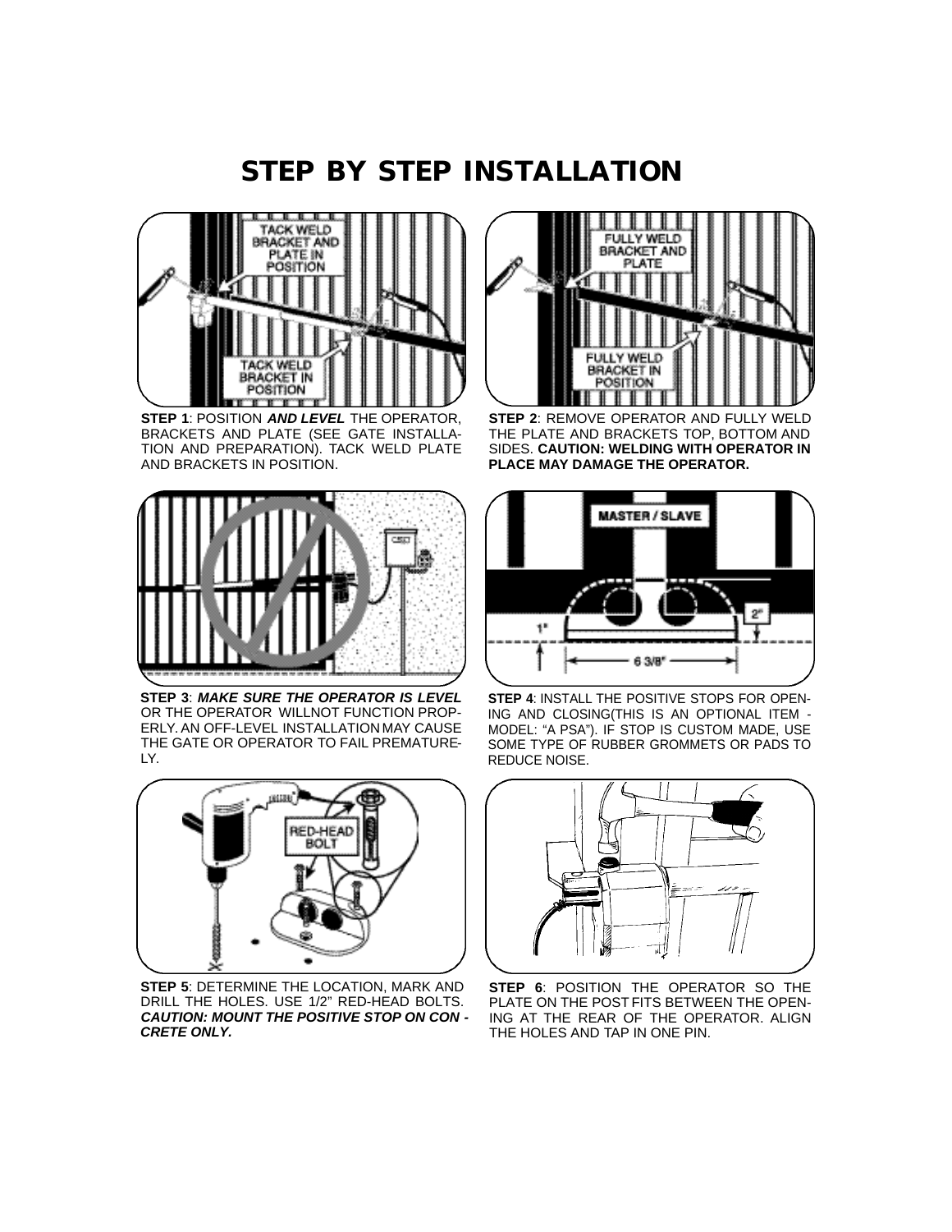# STEP BY STEP INSTALLATION

**STEP 1**: POSITION ***AND LEVEL*** THE OPERATOR, BRACKETS AND PLATE (SEE GATE INSTALLATION AND PREPARATION). TACK WELD PLATE AND BRACKETS IN POSITION.

**STEP 2**: REMOVE OPERATOR AND FULLY WELD THE PLATE AND BRACKETS TOP, BOTTOM AND SIDES. **CAUTION: WELDING WITH OPERATOR IN PLACE MAY DAMAGE THE OPERATOR.**

**STEP 3**: ***MAKE SURE THE OPERATOR IS LEVEL*** OR THE OPERATOR WILLNOT FUNCTION PROPERLY. AN OFF-LEVEL INSTALLATION MAY CAUSE THE GATE OR OPERATOR TO FAIL PREMATURELY.

**STEP 4**: INSTALL THE POSITIVE STOPS FOR OPENING AND CLOSING(THIS IS AN OPTIONAL ITEM - MODEL: "A PSA"). IF STOP IS CUSTOM MADE, USE SOME TYPE OF RUBBER GROMMETS OR PADS TO REDUCE NOISE.

**STEP 5**: DETERMINE THE LOCATION, MARK AND DRILL THE HOLES. USE 1/2" RED-HEAD BOLTS. ***CAUTION: MOUNT THE POSITIVE STOP ON CONCRETE ONLY.***

**STEP 6**: POSITION THE OPERATOR SO THE PLATE ON THE POST FITS BETWEEN THE OPENING AT THE REAR OF THE OPERATOR. ALIGN THE HOLES AND TAP IN ONE PIN.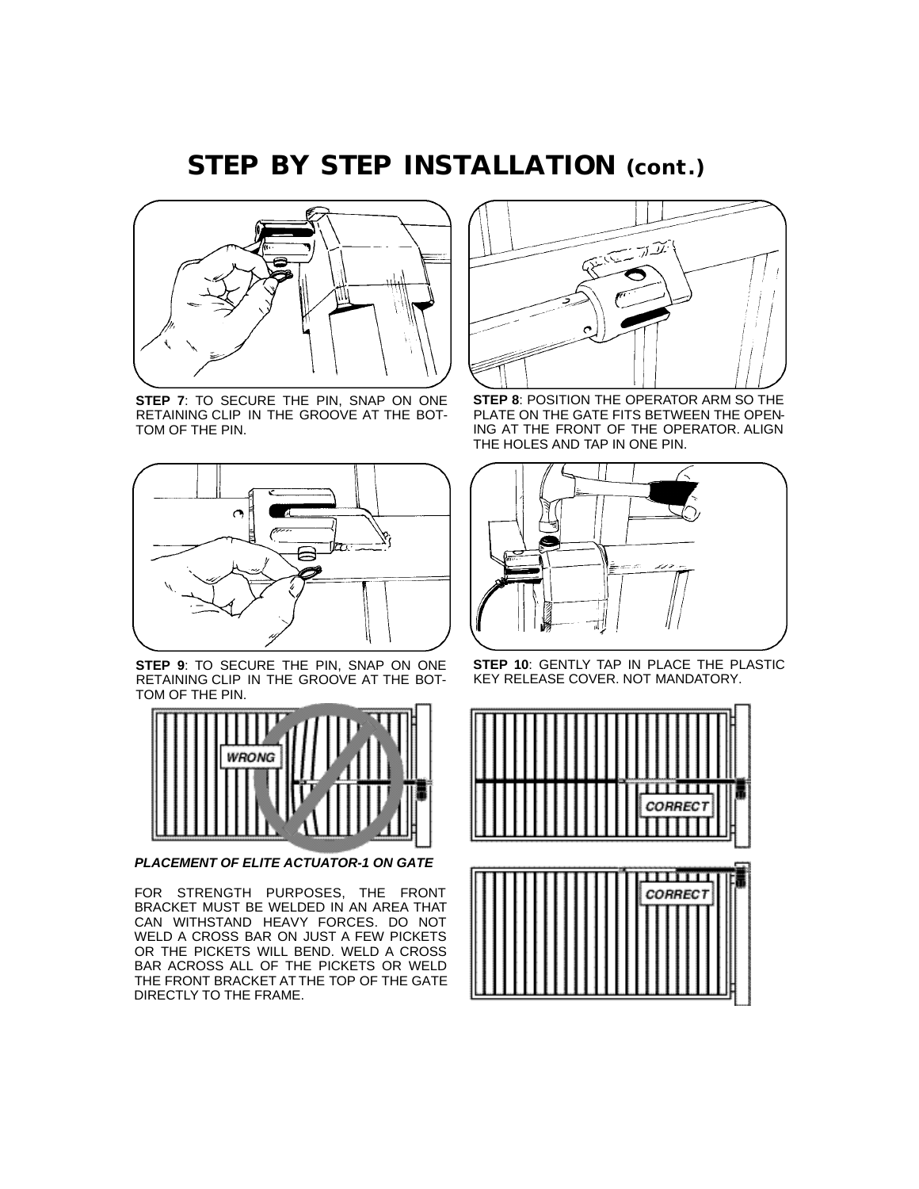# STEP BY STEP INSTALLATION (cont.)

**STEP 7**: TO SECURE THE PIN, SNAP ON ONE RETAINING CLIP IN THE GROOVE AT THE BOTTOM OF THE PIN.

**STEP 8**: POSITION THE OPERATOR ARM SO THE PLATE ON THE GATE FITS BETWEEN THE OPENING AT THE FRONT OF THE OPERATOR. ALIGN THE HOLES AND TAP IN ONE PIN.

**STEP 9**: TO SECURE THE PIN, SNAP ON ONE RETAINING CLIP IN THE GROOVE AT THE BOTTOM OF THE PIN.

**STEP 10**: GENTLY TAP IN PLACE THE PLASTIC KEY RELEASE COVER. NOT MANDATORY.

WRONG

CORRECT

CORRECT

***PLACEMENT OF ELITE ACTUATOR-1 ON GATE***

FOR STRENGTH PURPOSES, THE FRONT BRACKET MUST BE WELDED IN AN AREA THAT CAN WITHSTAND HEAVY FORCES. DO NOT WELD A CROSS BAR ON JUST A FEW PICKETS OR THE PICKETS WILL BEND. WELD A CROSS BAR ACROSS ALL OF THE PICKETS OR WELD THE FRONT BRACKET AT THE TOP OF THE GATE DIRECTLY TO THE FRAME.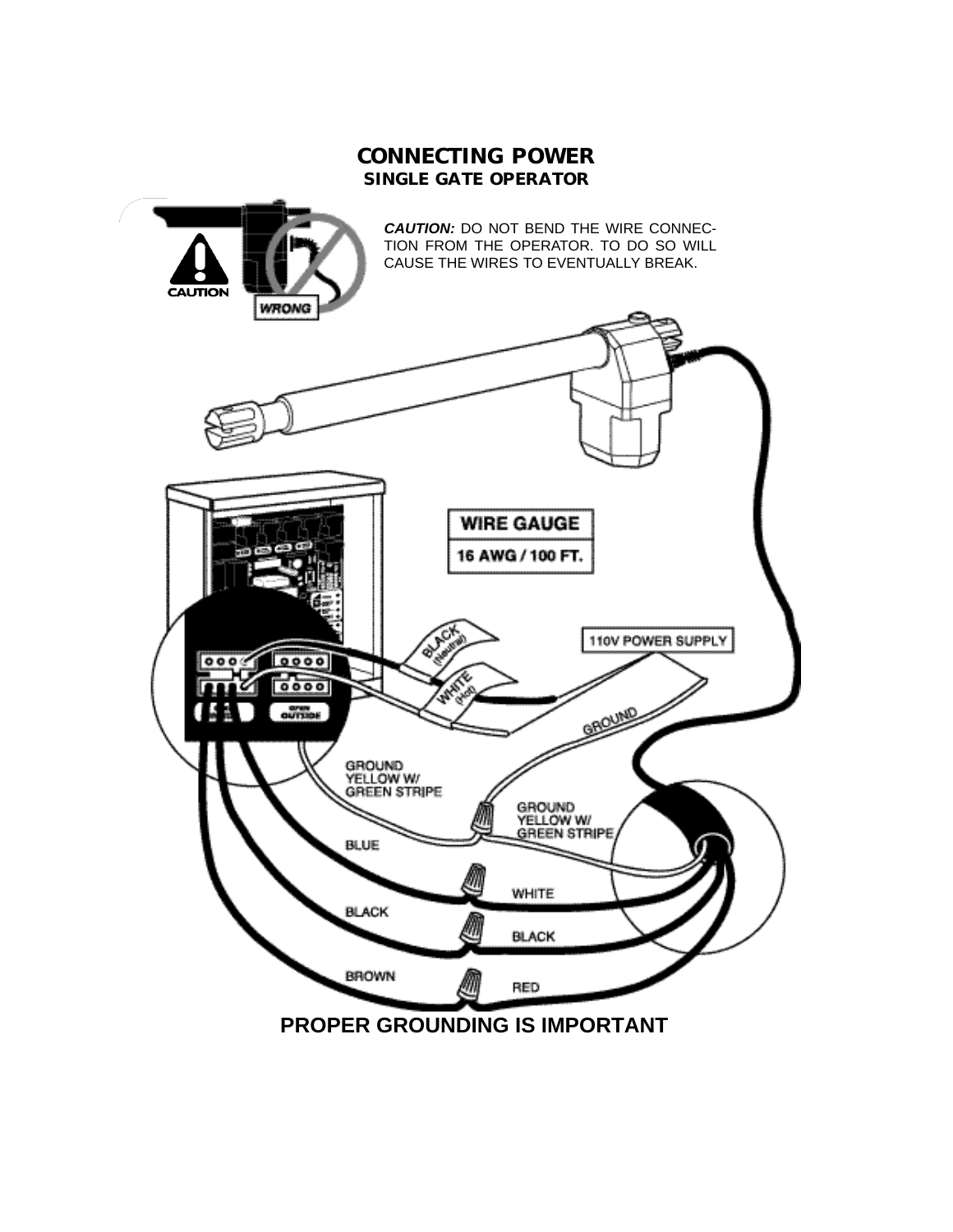# CONNECTING POWER

## SINGLE GATE OPERATOR

***CAUTION:*** DO NOT BEND THE WIRE CONNECTION FROM THE OPERATOR. TO DO SO WILL CAUSE THE WIRES TO EVENTUALLY BREAK.

CAUTION

WRONG

WIRE GAUGE

16 AWG / 100 FT.

BLACK (Neutral)

WHITE (Hot)

110V POWER SUPPLY

GROUND

GROUND YELLOW W/ GREEN STRIPE

GROUND YELLOW W/ GREEN STRIPE

BLUE

WHITE

BLACK

BLACK

BROWN

RED

OPEN OUTSIDE

**PROPER GROUNDING IS IMPORTANT**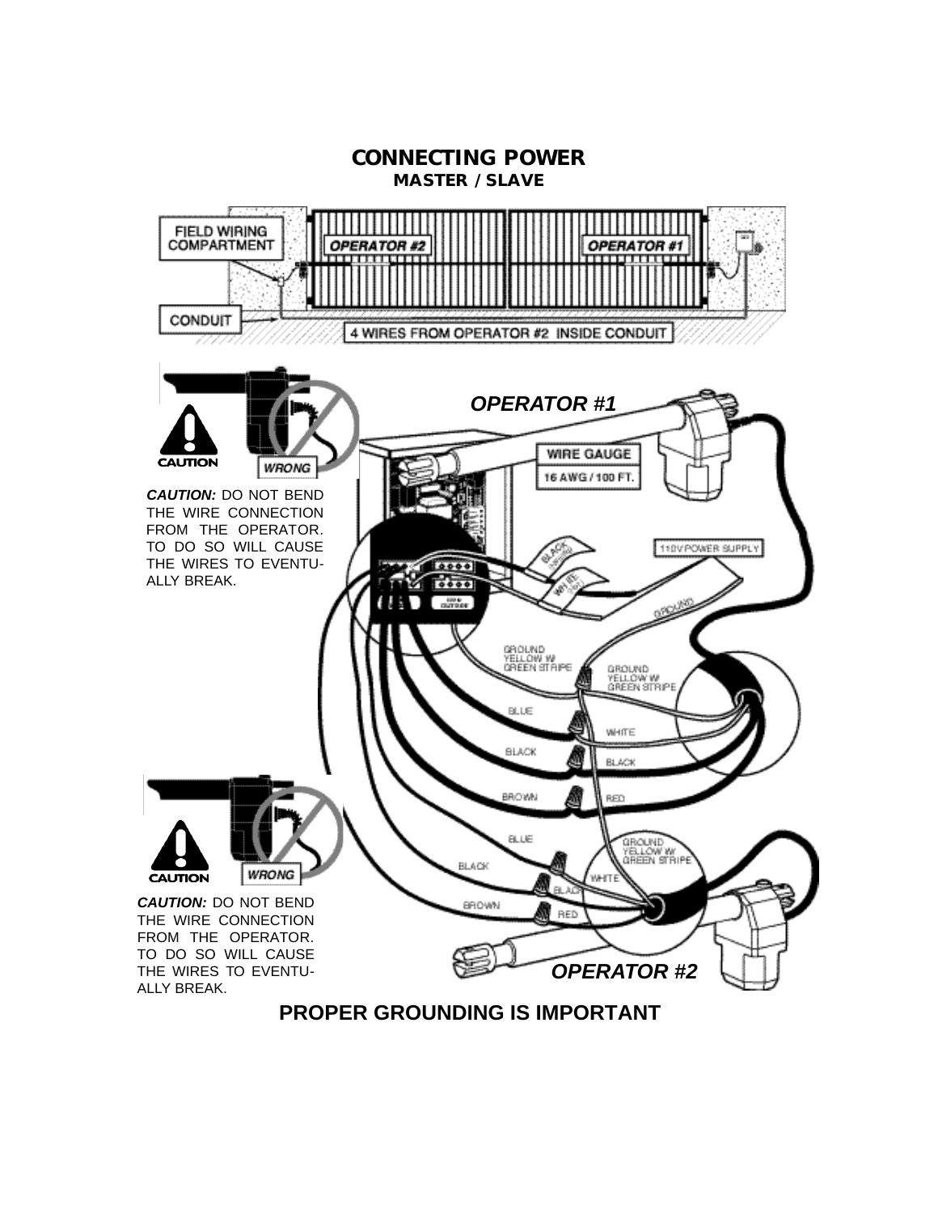# CONNECTING POWER

## MASTER / SLAVE

FIELD WIRING COMPARTMENT

OPERATOR #2

OPERATOR #1

CONDUIT

4 WIRES FROM OPERATOR #2 INSIDE CONDUIT

CAUTION

WRONG

***CAUTION:*** DO NOT BEND THE WIRE CONNECTION FROM THE OPERATOR. TO DO SO WILL CAUSE THE WIRES TO EVENTUALLY BREAK.

***OPERATOR #1***

WIRE GAUGE

16 AWG / 100 FT.

110V POWER SUPPLY

BLACK

WHITE

GROUND

GROUND YELLOW W/ GREEN STRIPE

GROUND YELLOW W/ GREEN STRIPE

BLUE

WHITE

BLACK

BLACK

BROWN

RED

CAUTION

WRONG

BLUE

GROUND YELLOW W/ GREEN STRIPE

BLACK

WHITE

BLACK

BROWN

RED

***CAUTION:*** DO NOT BEND THE WIRE CONNECTION FROM THE OPERATOR. TO DO SO WILL CAUSE THE WIRES TO EVENTUALLY BREAK.

***OPERATOR #2***

**PROPER GROUNDING IS IMPORTANT**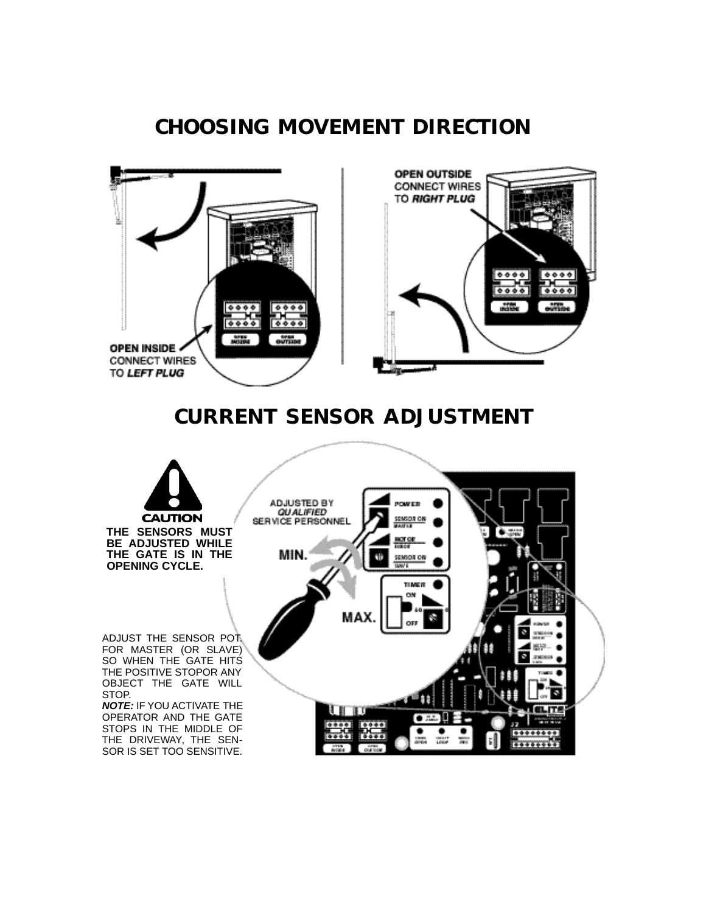# CHOOSING MOVEMENT DIRECTION

OPEN INSIDE
CONNECT WIRES
TO *LEFT PLUG*

OPEN OUTSIDE
CONNECT WIRES
TO *RIGHT PLUG*

# CURRENT SENSOR ADJUSTMENT

**CAUTION**

**THE SENSORS MUST BE ADJUSTED WHILE THE GATE IS IN THE OPENING CYCLE.**

ADJUSTED BY *QUALIFIED* SERVICE PERSONNEL

ADJUST THE SENSOR POT. FOR MASTER (OR SLAVE) SO WHEN THE GATE HITS THE POSITIVE STOPOR ANY OBJECT THE GATE WILL STOP.

***NOTE:*** IF YOU ACTIVATE THE OPERATOR AND THE GATE STOPS IN THE MIDDLE OF THE DRIVEWAY, THE SENSOR IS SET TOO SENSITIVE.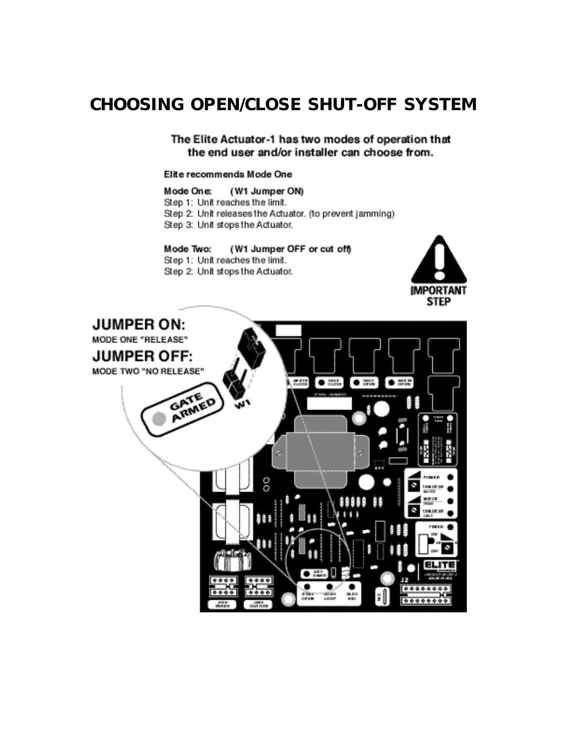# CHOOSING OPEN/CLOSE SHUT-OFF SYSTEM

**The Elite Actuator-1 has two modes of operation that the end user and/or installer can choose from.**

**Elite recommends Mode One**

**Mode One: (W1 Jumper ON)**

Step 1: Unit reaches the limit.
Step 2: Unit releases the Actuator. (to prevent jamming)
Step 3: Unit stops the Actuator.

**Mode Two: (W1 Jumper OFF or cut off)**

Step 1: Unit reaches the limit.
Step 2: Unit stops the Actuator.

**IMPORTANT STEP**

**JUMPER ON:**
MODE ONE "RELEASE"

**JUMPER OFF:**
MODE TWO "NO RELEASE"

GATE ARMED

W1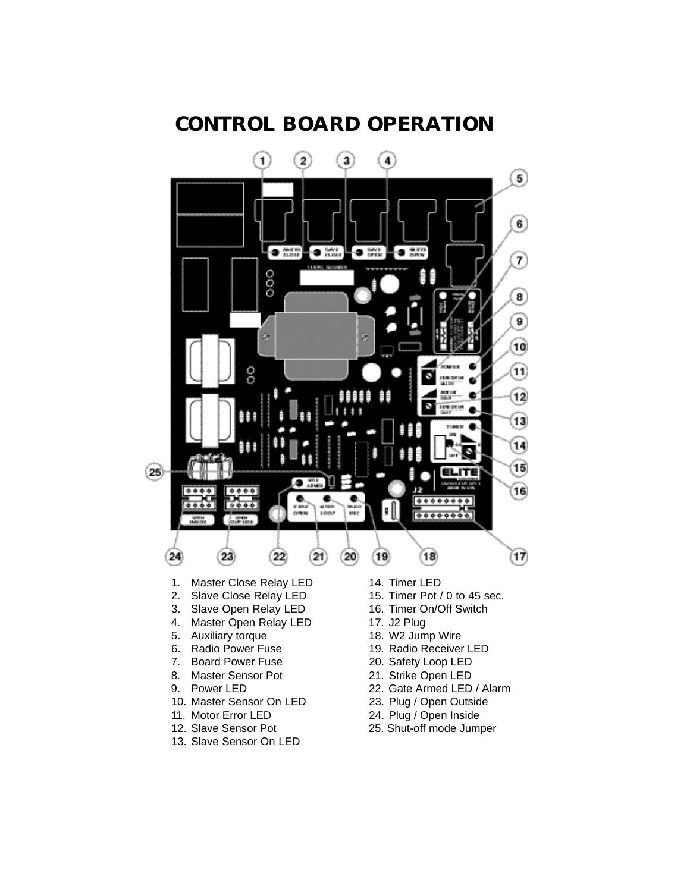# CONTROL BOARD OPERATION

1. Master Close Relay LED
2. Slave Close Relay LED
3. Slave Open Relay LED
4. Master Open Relay LED
5. Auxiliary torque
6. Radio Power Fuse
7. Board Power Fuse
8. Master Sensor Pot
9. Power LED
10. Master Sensor On LED
11. Motor Error LED
12. Slave Sensor Pot
13. Slave Sensor On LED
14. Timer LED
15. Timer Pot / 0 to 45 sec.
16. Timer On/Off Switch
17. J2 Plug
18. W2 Jump Wire
19. Radio Receiver LED
20. Safety Loop LED
21. Strike Open LED
22. Gate Armed LED / Alarm
23. Plug / Open Outside
24. Plug / Open Inside
25. Shut-off mode Jumper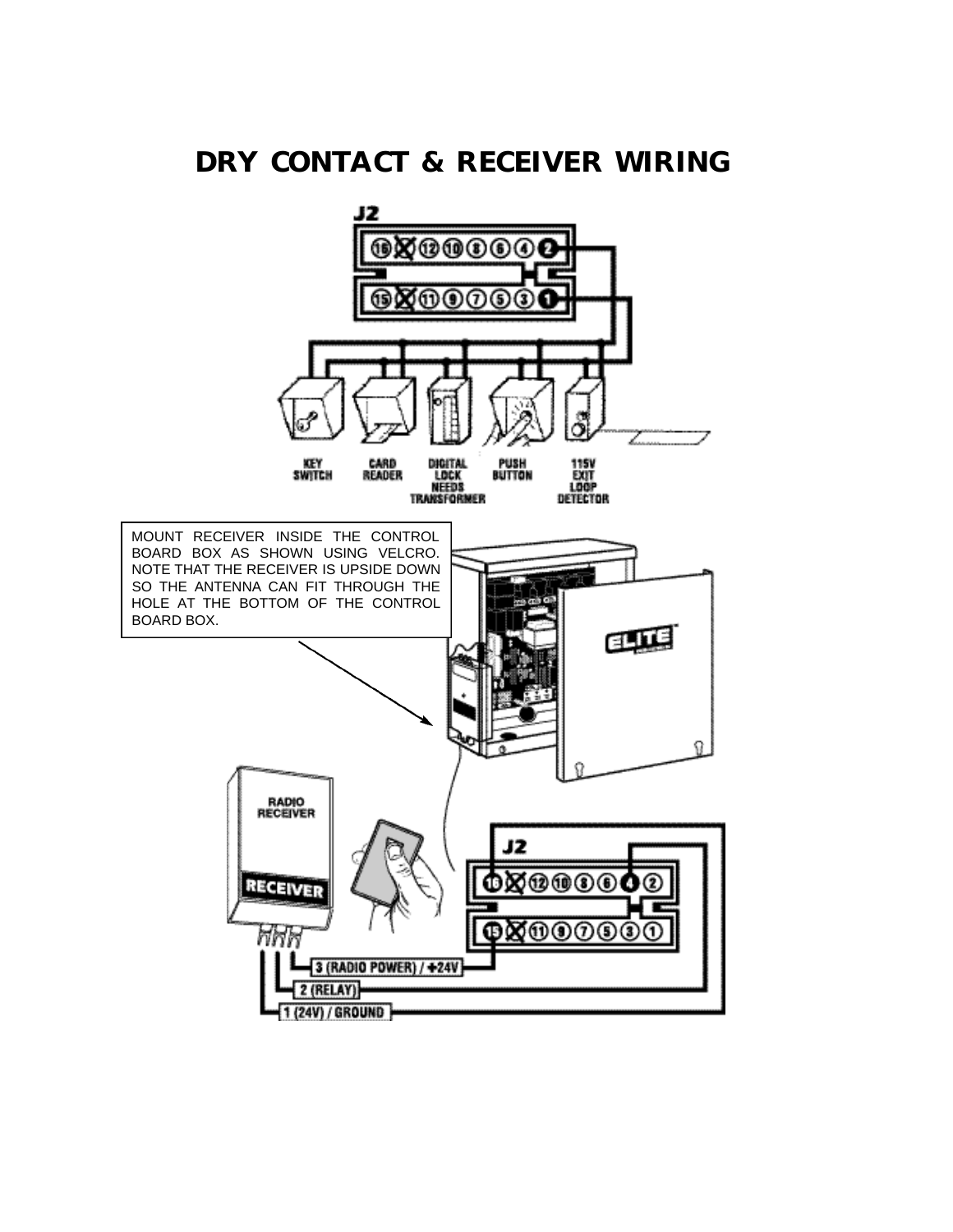# DRY CONTACT & RECEIVER WIRING

MOUNT RECEIVER INSIDE THE CONTROL BOARD BOX AS SHOWN USING VELCRO. NOTE THAT THE RECEIVER IS UPSIDE DOWN SO THE ANTENNA CAN FIT THROUGH THE HOLE AT THE BOTTOM OF THE CONTROL BOARD BOX.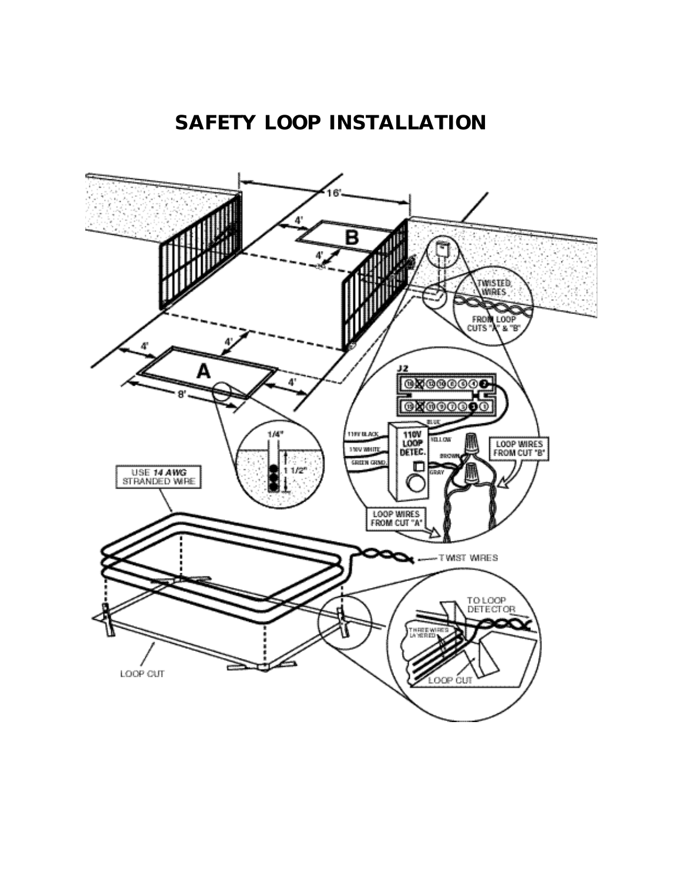# SAFETY LOOP INSTALLATION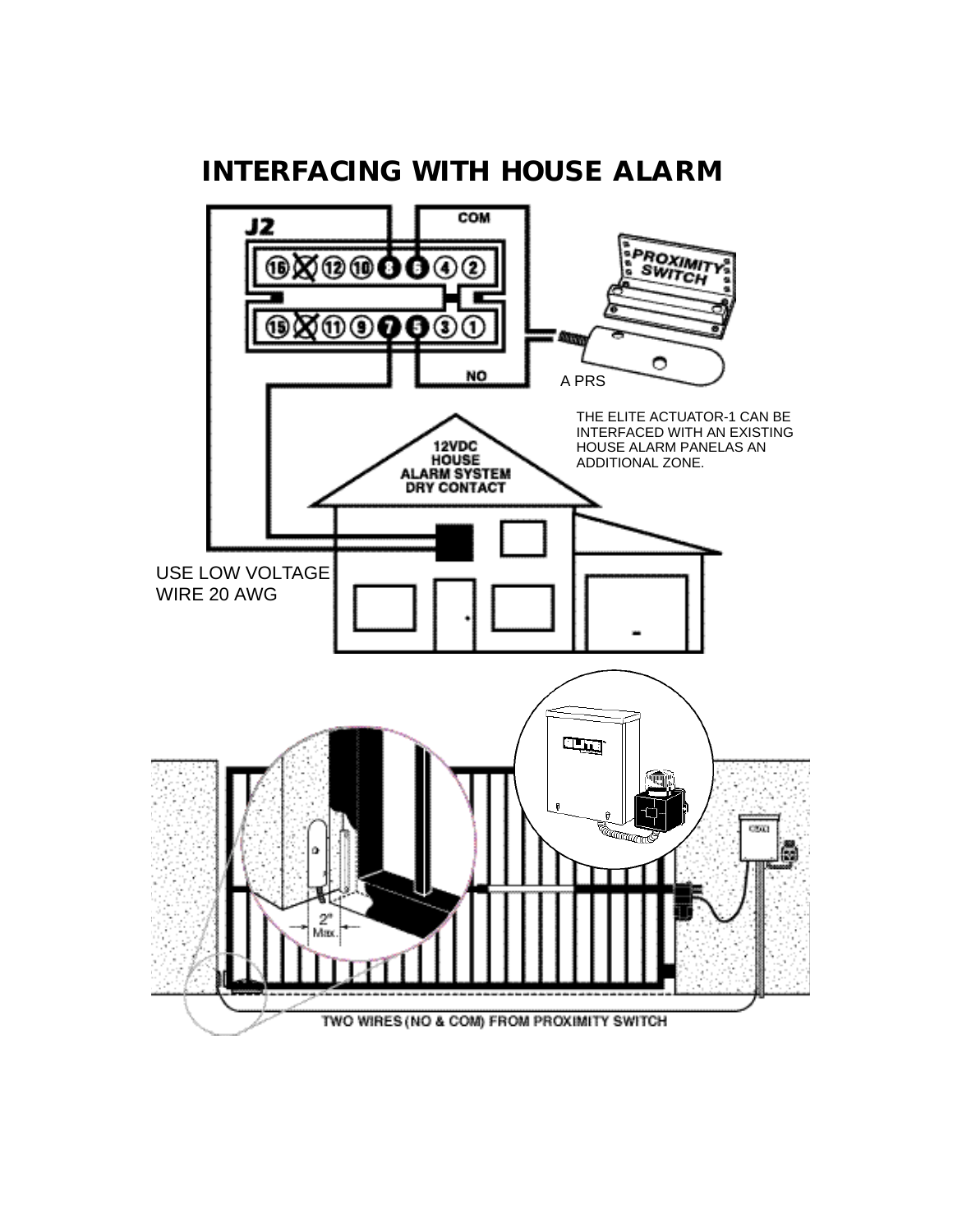# INTERFACING WITH HOUSE ALARM

J2

COM

NO

A PRS

THE ELITE ACTUATOR-1 CAN BE INTERFACED WITH AN EXISTING HOUSE ALARM PANELAS AN ADDITIONAL ZONE.

12VDC HOUSE ALARM SYSTEM DRY CONTACT

USE LOW VOLTAGE WIRE 20 AWG

2" Max.

TWO WIRES (NO & COM) FROM PROXIMITY SWITCH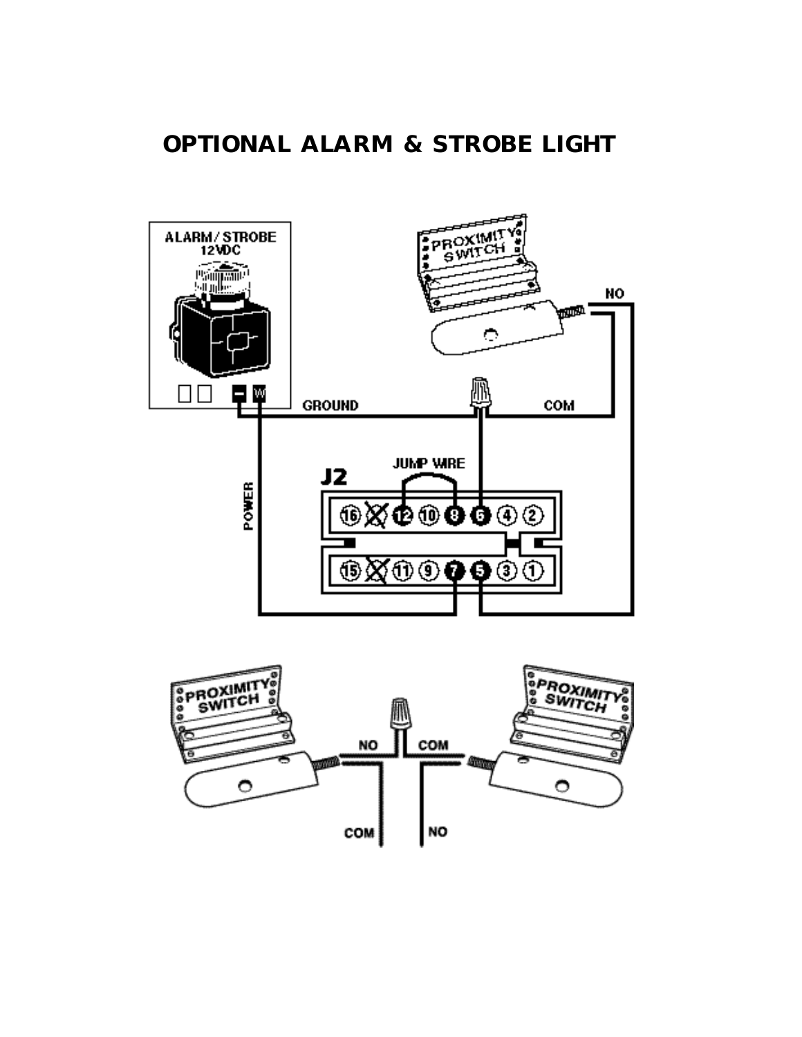# OPTIONAL ALARM & STROBE LIGHT

ALARM / STROBE 12VDC

PROXIMITY SWITCH

NO

GROUND

COM

POWER

J2

JUMP WIRE

16 14 12 10 8 6 4 2

15 13 11 9 7 5 3 1

PROXIMITY SWITCH

NO

COM

PROXIMITY SWITCH

COM

NO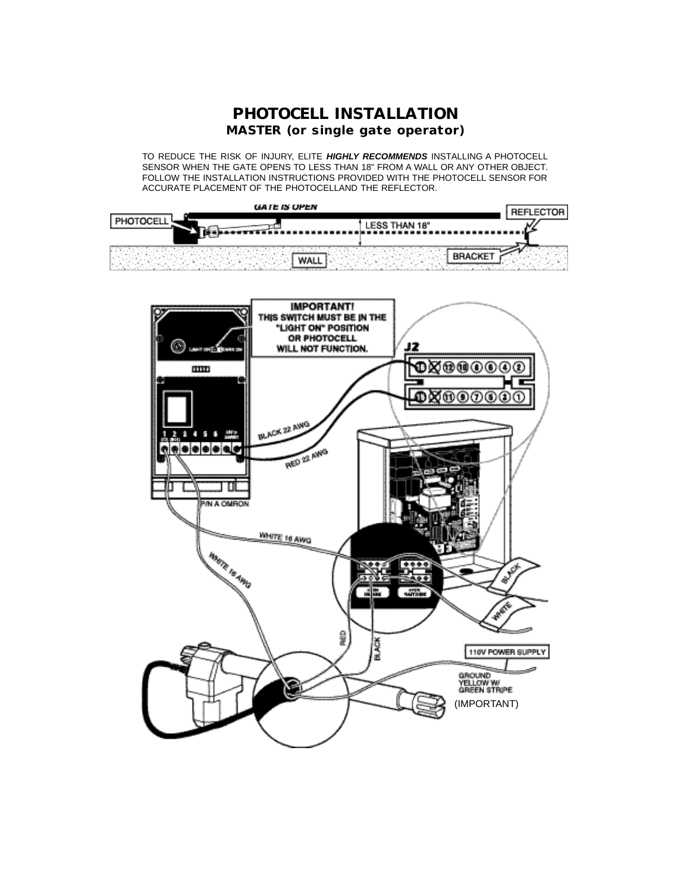# PHOTOCELL INSTALLATION

## MASTER (or single gate operator)

TO REDUCE THE RISK OF INJURY, ELITE ***HIGHLY RECOMMENDS*** INSTALLING A PHOTOCELL SENSOR WHEN THE GATE OPENS TO LESS THAN 18" FROM A WALL OR ANY OTHER OBJECT. FOLLOW THE INSTALLATION INSTRUCTIONS PROVIDED WITH THE PHOTOCELL SENSOR FOR ACCURATE PLACEMENT OF THE PHOTOCELLAND THE REFLECTOR.

GATE IS OPEN

PHOTOCELL

LESS THAN 18"

REFLECTOR

WALL

BRACKET

IMPORTANT! THIS SWITCH MUST BE IN THE "LIGHT ON" POSITION OR PHOTOCELL WILL NOT FUNCTION.

J2

BLACK 22 AWG

RED 22 AWG

P/N A OMRON

WHITE 16 AWG

WHITE 16 AWG

RED

BLACK

BLACK

WHITE

110V POWER SUPPLY

GROUND YELLOW W/ GREEN STRIPE (IMPORTANT)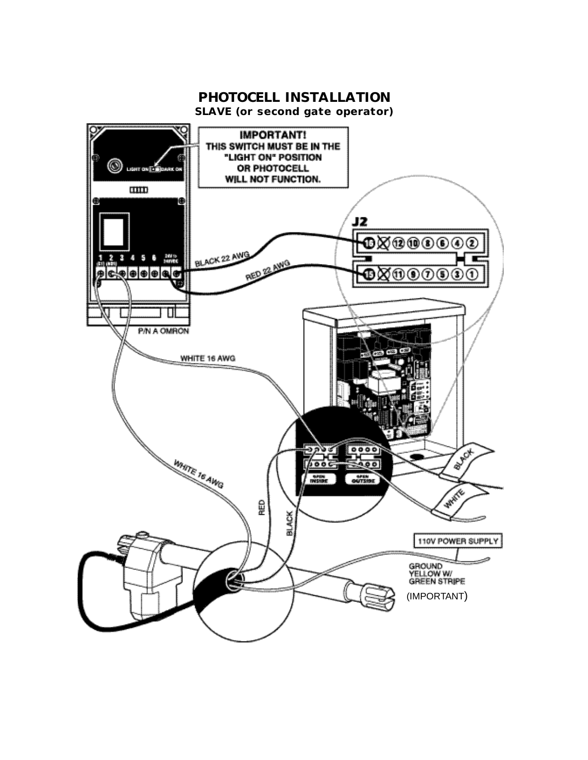# PHOTOCELL INSTALLATION

**SLAVE (or second gate operator)**

IMPORTANT!
THIS SWITCH MUST BE IN THE "LIGHT ON" POSITION OR PHOTOCELL WILL NOT FUNCTION.

LIGHT ON DARK ON

J2

16 12 10 8 6 4 2

15 11 9 7 5 3 1

1 2 3 4 5 6 24V to 240VAC
(C1) (NO1)

BLACK 22 AWG

RED 22 AWG

P/N A OMRON

WHITE 16 AWG

WHITE 16 AWG

OPEN INSIDE

OPEN OUTSIDE

BLACK

WHITE

RED

BLACK

110V POWER SUPPLY

GROUND
YELLOW W/
GREEN STRIPE

(IMPORTANT)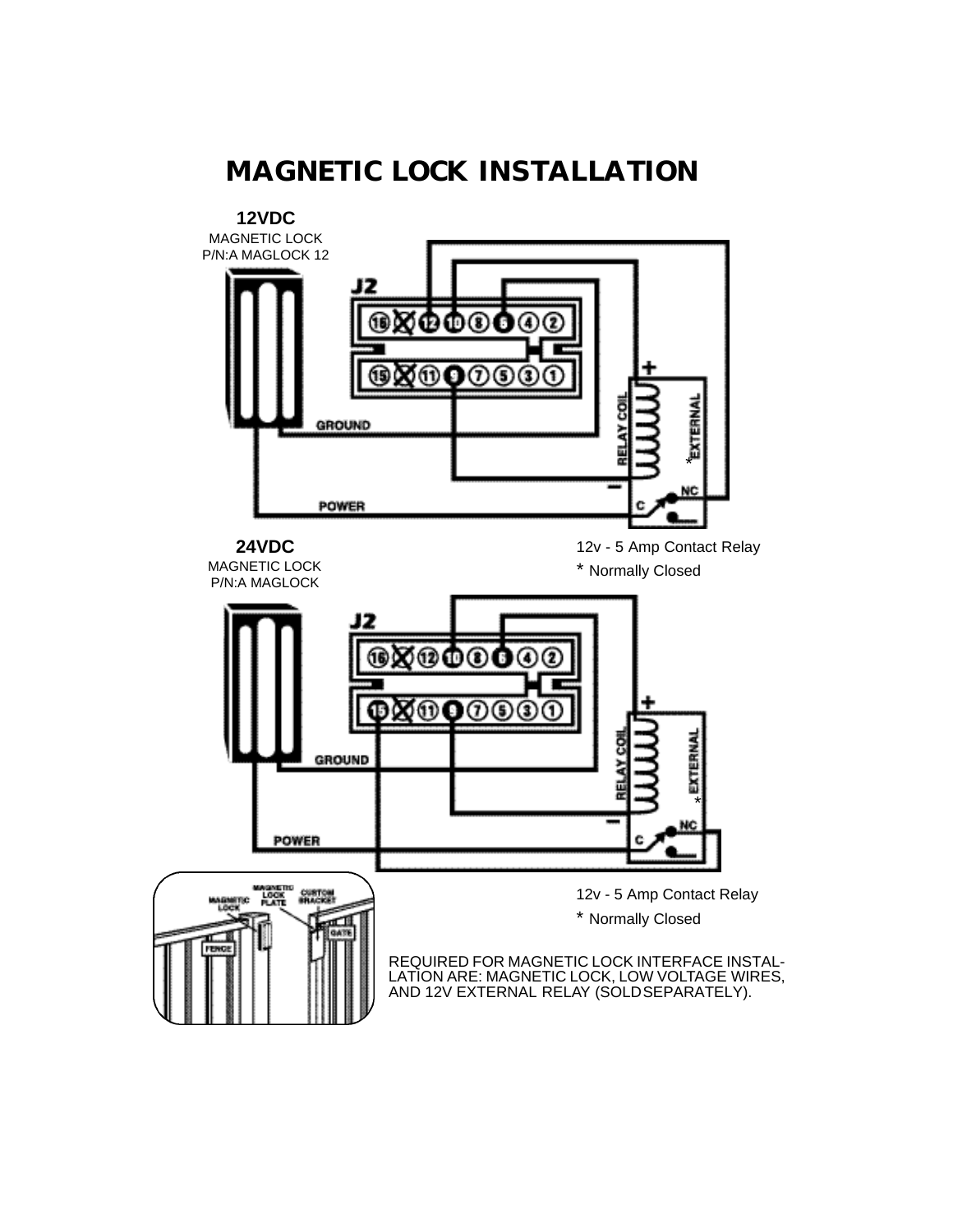# MAGNETIC LOCK INSTALLATION

**12VDC**
MAGNETIC LOCK
P/N:A MAGLOCK 12

J2

GROUND

POWER

RELAY COIL

EXTERNAL

NC

C

12v - 5 Amp Contact Relay
* Normally Closed

**24VDC**
MAGNETIC LOCK
P/N:A MAGLOCK

J2

GROUND

POWER

RELAY COIL

EXTERNAL

NC

C

12v - 5 Amp Contact Relay
* Normally Closed

MAGNETIC LOCK
MAGNETIC LOCK PLATE
CUSTOM BRACKET
GATE
FENCE

REQUIRED FOR MAGNETIC LOCK INTERFACE INSTALLATION ARE: MAGNETIC LOCK, LOW VOLTAGE WIRES, AND 12V EXTERNAL RELAY (SOLD SEPARATELY).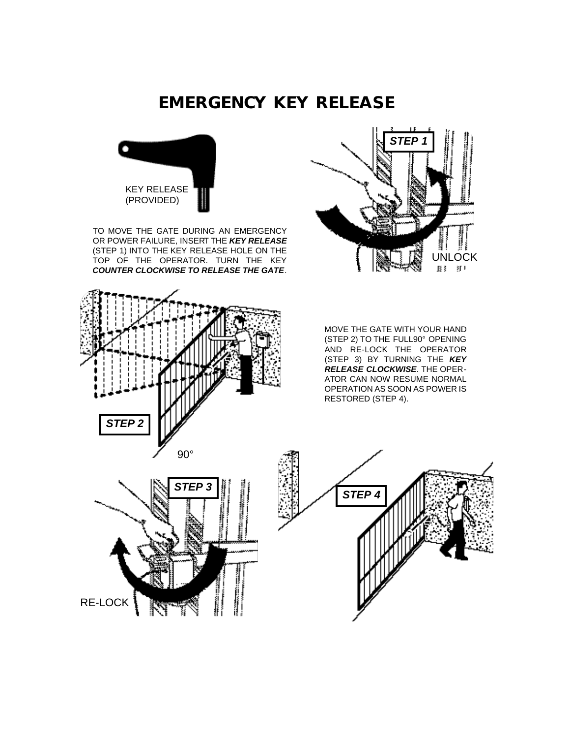# EMERGENCY KEY RELEASE

KEY RELEASE (PROVIDED)

TO MOVE THE GATE DURING AN EMERGENCY OR POWER FAILURE, INSERT THE ***KEY RELEASE*** (STEP 1) INTO THE KEY RELEASE HOLE ON THE TOP OF THE OPERATOR. TURN THE KEY ***COUNTER CLOCKWISE TO RELEASE THE GATE***.

***STEP 1***

UNLOCK

***STEP 2***

90°

MOVE THE GATE WITH YOUR HAND (STEP 2) TO THE FULL90° OPENING AND RE-LOCK THE OPERATOR (STEP 3) BY TURNING THE ***KEY RELEASE CLOCKWISE***. THE OPERATOR CAN NOW RESUME NORMAL OPERATION AS SOON AS POWER IS RESTORED (STEP 4).

***STEP 3***

RE-LOCK

***STEP 4***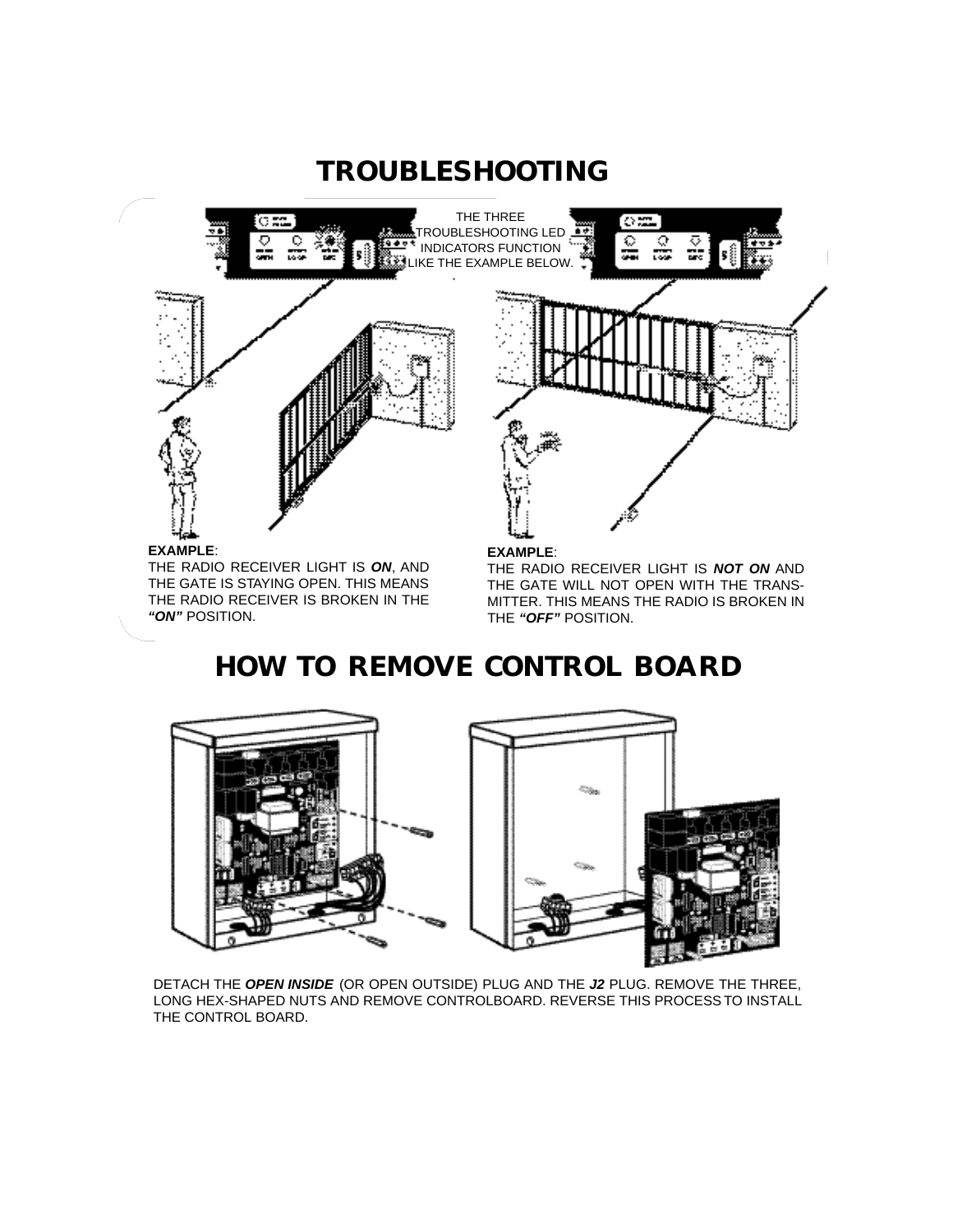# TROUBLESHOOTING

THE THREE TROUBLESHOOTING LED INDICATORS FUNCTION LIKE THE EXAMPLE BELOW.

**EXAMPLE**:
THE RADIO RECEIVER LIGHT IS ***ON***, AND THE GATE IS STAYING OPEN. THIS MEANS THE RADIO RECEIVER IS BROKEN IN THE ***"ON"*** POSITION.

**EXAMPLE**:
THE RADIO RECEIVER LIGHT IS ***NOT ON*** AND THE GATE WILL NOT OPEN WITH THE TRANSMITTER. THIS MEANS THE RADIO IS BROKEN IN THE ***"OFF"*** POSITION.

# HOW TO REMOVE CONTROL BOARD

DETACH THE ***OPEN INSIDE*** (OR OPEN OUTSIDE) PLUG AND THE ***J2*** PLUG. REMOVE THE THREE, LONG HEX-SHAPED NUTS AND REMOVE CONTROLBOARD. REVERSE THIS PROCESS TO INSTALL THE CONTROL BOARD.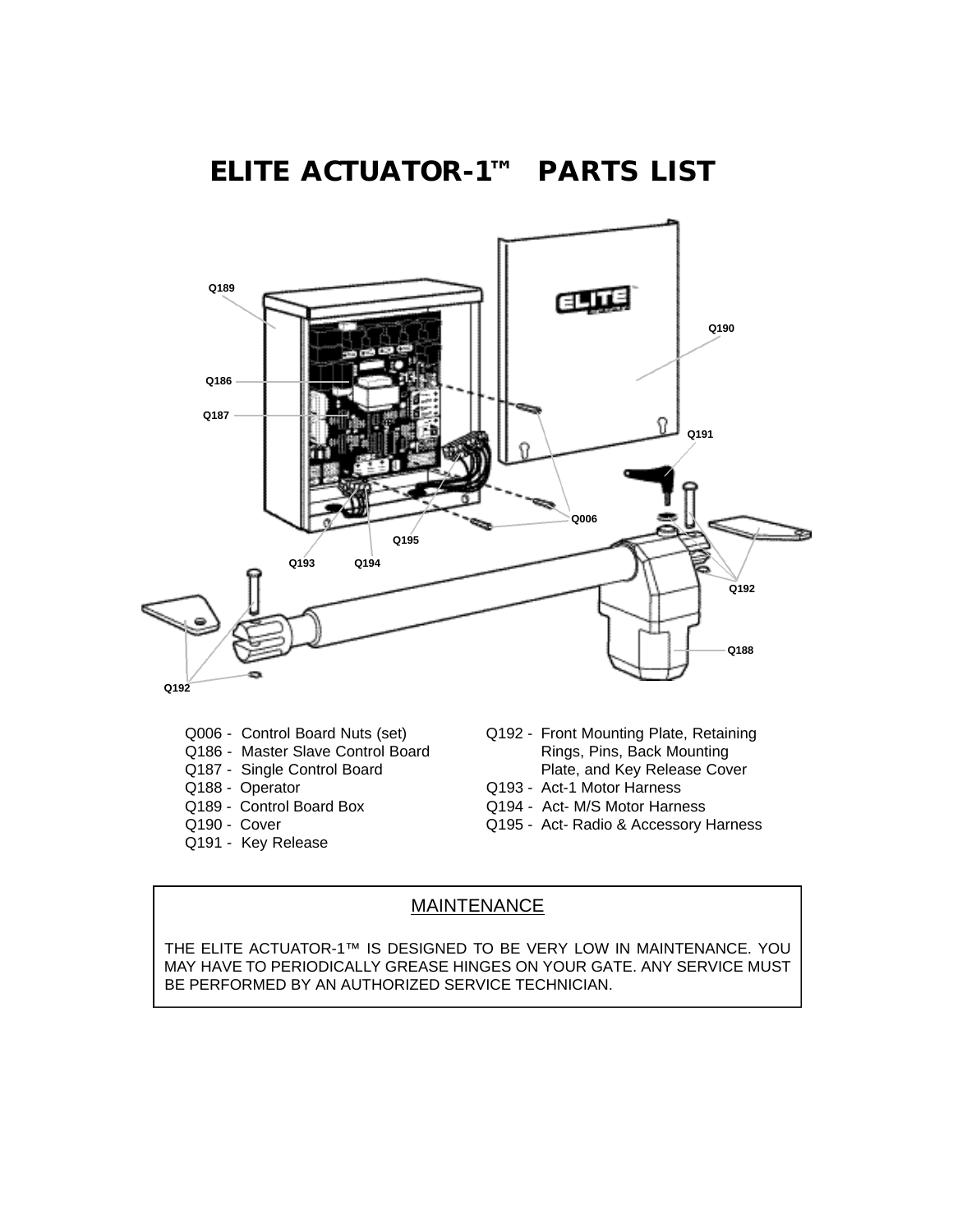# ELITE ACTUATOR-1™ PARTS LIST

- Q006 - Control Board Nuts (set)
- Q186 - Master Slave Control Board
- Q187 - Single Control Board
- Q188 - Operator
- Q189 - Control Board Box
- Q190 - Cover
- Q191 - Key Release
- Q192 - Front Mounting Plate, Retaining Rings, Pins, Back Mounting Plate, and Key Release Cover
- Q193 - Act-1 Motor Harness
- Q194 - Act- M/S Motor Harness
- Q195 - Act- Radio & Accessory Harness

## MAINTENANCE

THE ELITE ACTUATOR-1™ IS DESIGNED TO BE VERY LOW IN MAINTENANCE. YOU MAY HAVE TO PERIODICALLY GREASE HINGES ON YOUR GATE. ANY SERVICE MUST BE PERFORMED BY AN AUTHORIZED SERVICE TECHNICIAN.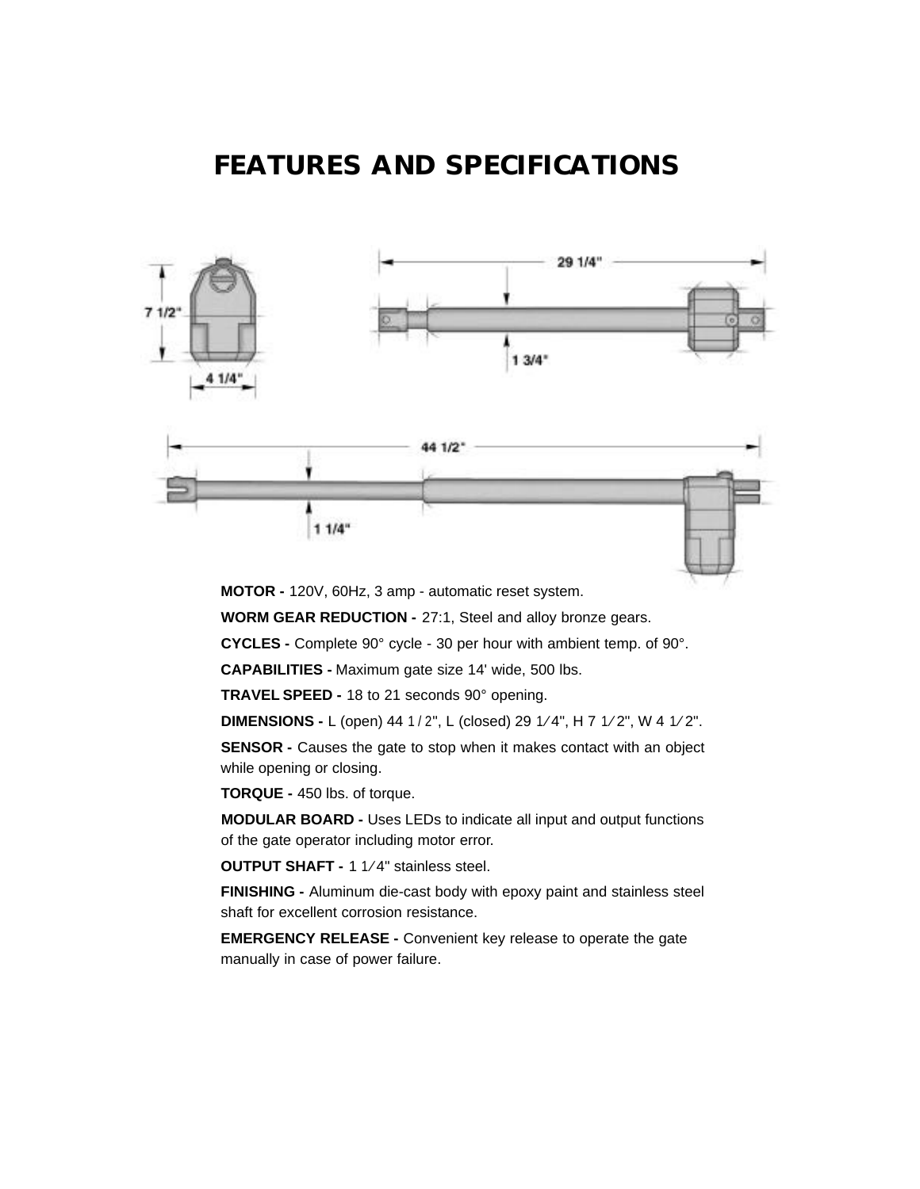# FEATURES AND SPECIFICATIONS

7 1/2"

4 1/4"

29 1/4"

1 3/4"

44 1/2"

1 1/4"

**MOTOR -** 120V, 60Hz, 3 amp - automatic reset system.

**WORM GEAR REDUCTION -** 27:1, Steel and alloy bronze gears.

**CYCLES -** Complete 90° cycle - 30 per hour with ambient temp. of 90°.

**CAPABILITIES -** Maximum gate size 14' wide, 500 lbs.

**TRAVEL SPEED -** 18 to 21 seconds 90° opening.

**DIMENSIONS -** L (open) 44 1/2", L (closed) 29 1/4", H 7 1/2", W 4 1/2".

**SENSOR -** Causes the gate to stop when it makes contact with an object while opening or closing.

**TORQUE -** 450 lbs. of torque.

**MODULAR BOARD -** Uses LEDs to indicate all input and output functions of the gate operator including motor error.

**OUTPUT SHAFT -** 1 1/4" stainless steel.

**FINISHING -** Aluminum die-cast body with epoxy paint and stainless steel shaft for excellent corrosion resistance.

**EMERGENCY RELEASE -** Convenient key release to operate the gate manually in case of power failure.